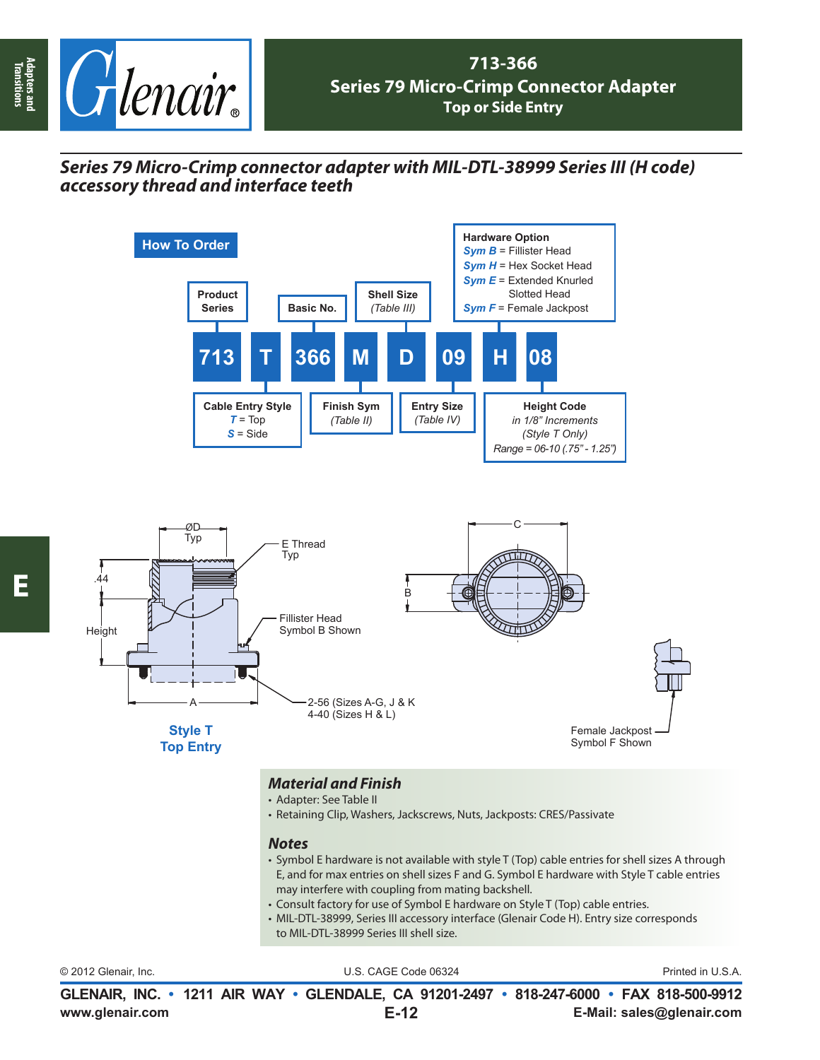# 713-366
## Series 79 Micro-Crimp Connector Adapter
### Top or Side Entry

***Series 79 Micro-Crimp connector adapter with MIL-DTL-38999 Series III (H code) accessory thread and interface teeth***

## How To Order

| 713 | T | 366 | M | D | 09 | H | 08 |
|---|---|---|---|---|---|---|---|

- **Product Series**: 713
- **Cable Entry Style**: *T* = Top, *S* = Side
- **Basic No.**: 366
- **Finish Sym** *(Table II)*: M
- **Shell Size** *(Table III)*: D
- **Entry Size** *(Table IV)*: 09
- **Hardware Option**: H
  - *Sym B* = Fillister Head
  - *Sym H* = Hex Socket Head
  - *Sym E* = Extended Knurled Slotted Head
  - *Sym F* = Female Jackpost
- **Height Code** *in 1/8" Increments (Style T Only) Range = 06-10 (.75" - 1.25")*: 08

ØD Typ

E Thread Typ

.44

Height

Fillister Head Symbol B Shown

A

2-56 (Sizes A-G, J & K
4-40 (Sizes H & L)

C

B

**Style T Top Entry**

Female Jackpost Symbol F Shown

### *Material and Finish*

- Adapter: See Table II
- Retaining Clip, Washers, Jackscrews, Nuts, Jackposts: CRES/Passivate

### *Notes*

- Symbol E hardware is not available with style T (Top) cable entries for shell sizes A through E, and for max entries on shell sizes F and G. Symbol E hardware with Style T cable entries may interfere with coupling from mating backshell.
- Consult factory for use of Symbol E hardware on Style T (Top) cable entries.
- MIL-DTL-38999, Series III accessory interface (Glenair Code H). Entry size corresponds to MIL-DTL-38999 Series III shell size.

© 2012 Glenair, Inc. U.S. CAGE Code 06324 Printed in U.S.A.

**GLENAIR, INC. • 1211 AIR WAY • GLENDALE, CA 91201-2497 • 818-247-6000 • FAX 818-500-9912**
**www.glenair.com** **E-Mail: sales@glenair.com**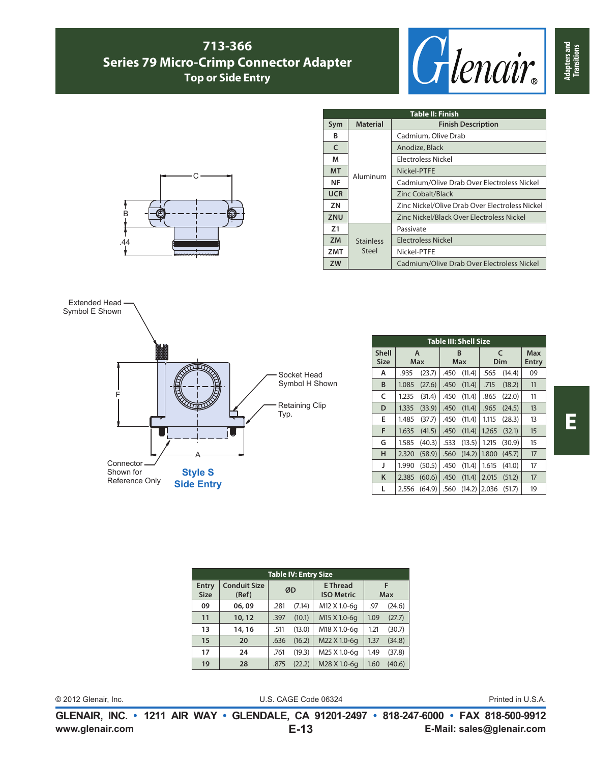# 713-366
## Series 79 Micro-Crimp Connector Adapter
### Top or Side Entry

| Table II: Finish | | |
|---|---|---|
| Sym | Material | Finish Description |
| B | Aluminum | Cadmium, Olive Drab |
| C | | Anodize, Black |
| M | | Electroless Nickel |
| MT | | Nickel-PTFE |
| NF | | Cadmium/Olive Drab Over Electroless Nickel |
| UCR | | Zinc Cobalt/Black |
| ZN | | Zinc Nickel/Olive Drab Over Electroless Nickel |
| ZNU | | Zinc Nickel/Black Over Electroless Nickel |
| Z1 | Stainless Steel | Passivate |
| ZM | | Electroless Nickel |
| ZMT | | Nickel-PTFE |
| ZW | | Cadmium/Olive Drab Over Electroless Nickel |

C

B

.44

Extended Head Symbol E Shown

Socket Head Symbol H Shown

Retaining Clip Typ.

F

A

Connector Shown for Reference Only

**Style S Side Entry**

| Table III: Shell Size | | | | |
|---|---|---|---|---|
| Shell Size | A Max | B Max | C Dim | Max Entry |
| A | .935 (23.7) | .450 (11.4) | .565 (14.4) | 09 |
| B | 1.085 (27.6) | .450 (11.4) | .715 (18.2) | 11 |
| C | 1.235 (31.4) | .450 (11.4) | .865 (22.0) | 11 |
| D | 1.335 (33.9) | .450 (11.4) | .965 (24.5) | 13 |
| E | 1.485 (37.7) | .450 (11.4) | 1.115 (28.3) | 13 |
| F | 1.635 (41.5) | .450 (11.4) | 1.265 (32.1) | 15 |
| G | 1.585 (40.3) | .533 (13.5) | 1.215 (30.9) | 15 |
| H | 2.320 (58.9) | .560 (14.2) | 1.800 (45.7) | 17 |
| J | 1.990 (50.5) | .450 (11.4) | 1.615 (41.0) | 17 |
| K | 2.385 (60.6) | .450 (11.4) | 2.015 (51.2) | 17 |
| L | 2.556 (64.9) | .560 (14.2) | 2.036 (51.7) | 19 |

| Table IV: Entry Size | | | | |
|---|---|---|---|---|
| Entry Size | Conduit Size (Ref) | ØD | E Thread ISO Metric | F Max |
| 09 | 06, 09 | .281 (7.14) | M12 X 1.0-6g | .97 (24.6) |
| 11 | 10, 12 | .397 (10.1) | M15 X 1.0-6g | 1.09 (27.7) |
| 13 | 14, 16 | .511 (13.0) | M18 X 1.0-6g | 1.21 (30.7) |
| 15 | 20 | .636 (16.2) | M22 X 1.0-6g | 1.37 (34.8) |
| 17 | 24 | .761 (19.3) | M25 X 1.0-6g | 1.49 (37.8) |
| 19 | 28 | .875 (22.2) | M28 X 1.0-6g | 1.60 (40.6) |

© 2012 Glenair, Inc. U.S. CAGE Code 06324 Printed in U.S.A.

**GLENAIR, INC. • 1211 AIR WAY • GLENDALE, CA 91201-2497 • 818-247-6000 • FAX 818-500-9912**

**www.glenair.com** **E-13** **E-Mail: sales@glenair.com**